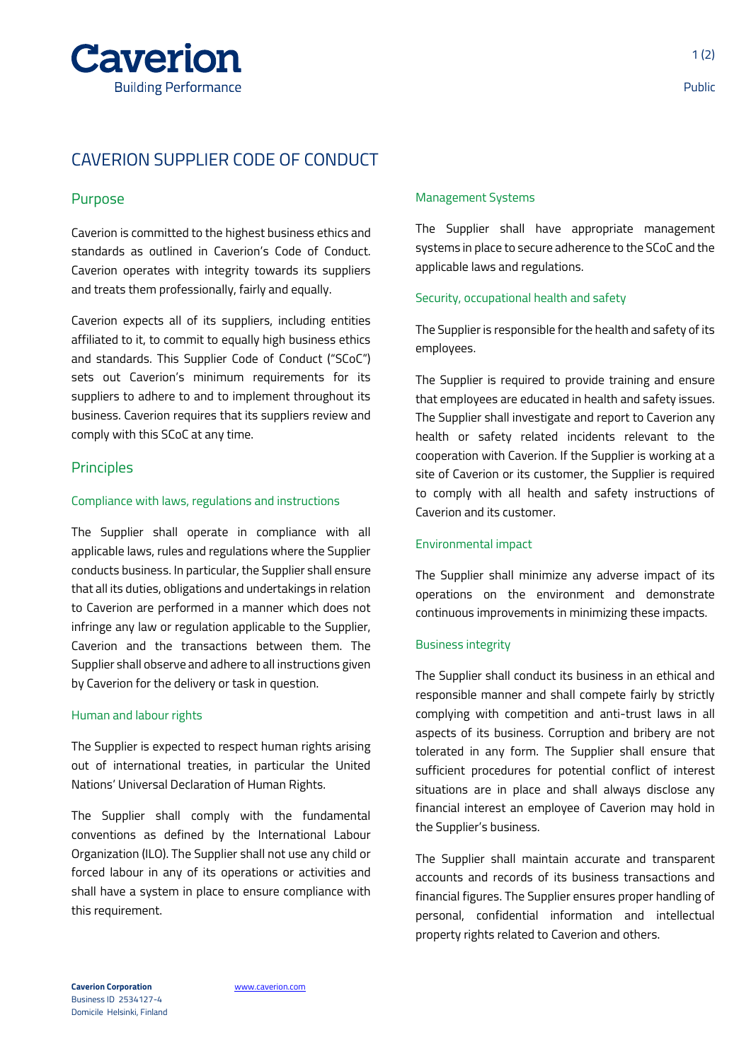# CAVERION SUPPLIER CODE OF CONDUCT

## Purpose

Caverion is committed to the highest business ethics and standards as outlined in Caverion's Code of Conduct. Caverion operates with integrity towards its suppliers and treats them professionally, fairly and equally.

Caverion expects all of its suppliers, including entities affiliated to it, to commit to equally high business ethics and standards. This Supplier Code of Conduct ("SCoC") sets out Caverion's minimum requirements for its suppliers to adhere to and to implement throughout its business. Caverion requires that its suppliers review and comply with this SCoC at any time.

## Principles

### Compliance with laws, regulations and instructions

The Supplier shall operate in compliance with all applicable laws, rules and regulations where the Supplier conducts business. In particular, the Supplier shall ensure that all its duties, obligations and undertakings in relation to Caverion are performed in a manner which does not infringe any law or regulation applicable to the Supplier, Caverion and the transactions between them. The Supplier shall observe and adhere to all instructions given by Caverion for the delivery or task in question.

### Human and labour rights

The Supplier is expected to respect human rights arising out of international treaties, in particular the United Nations' Universal Declaration of Human Rights.

The Supplier shall comply with the fundamental conventions as defined by the International Labour Organization (ILO). The Supplier shall not use any child or forced labour in any of its operations or activities and shall have a system in place to ensure compliance with this requirement.

### Management Systems

The Supplier shall have appropriate management systems in place to secure adherence to the SCoC and the applicable laws and regulations.

### Security, occupational health and safety

The Supplier is responsible for the health and safety of its employees.

The Supplier is required to provide training and ensure that employees are educated in health and safety issues. The Supplier shall investigate and report to Caverion any health or safety related incidents relevant to the cooperation with Caverion. If the Supplier is working at a site of Caverion or its customer, the Supplier is required to comply with all health and safety instructions of Caverion and its customer.

### Environmental impact

The Supplier shall minimize any adverse impact of its operations on the environment and demonstrate continuous improvements in minimizing these impacts.

### Business integrity

The Supplier shall conduct its business in an ethical and responsible manner and shall compete fairly by strictly complying with competition and anti-trust laws in all aspects of its business. Corruption and bribery are not tolerated in any form. The Supplier shall ensure that sufficient procedures for potential conflict of interest situations are in place and shall always disclose any financial interest an employee of Caverion may hold in the Supplier's business.

The Supplier shall maintain accurate and transparent accounts and records of its business transactions and financial figures. The Supplier ensures proper handling of personal, confidential information and intellectual property rights related to Caverion and others.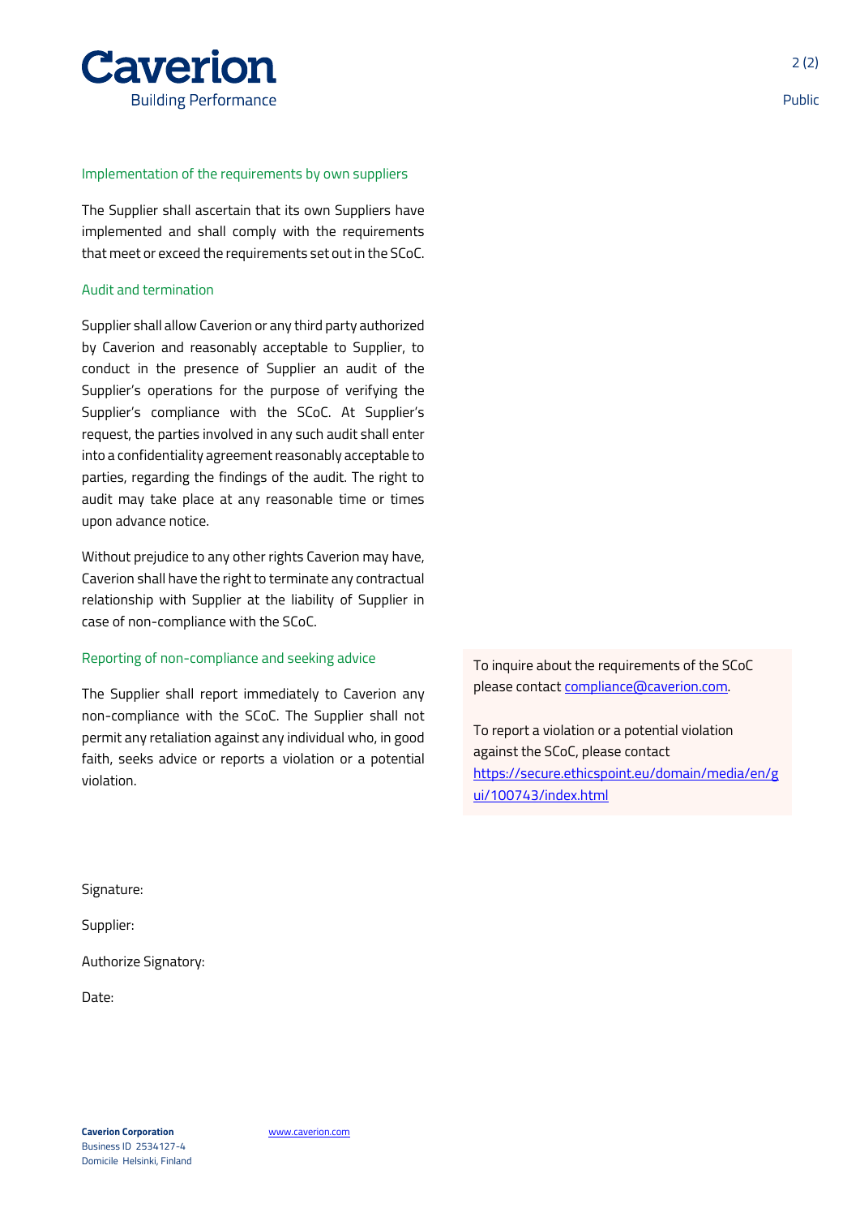## Implementation of the requirements by own suppliers

The Supplier shall ascertain that its own Suppliers have implemented and shall comply with the requirements that meet or exceed the requirements set out in the SCoC.

## Audit and termination

Supplier shall allow Caverion or any third party authorized by Caverion and reasonably acceptable to Supplier, to conduct in the presence of Supplier an audit of the Supplier's operations for the purpose of verifying the Supplier's compliance with the SCoC. At Supplier's request, the parties involved in any such audit shall enter into a confidentiality agreement reasonably acceptable to parties, regarding the findings of the audit. The right to audit may take place at any reasonable time or times upon advance notice.

Without prejudice to any other rights Caverion may have, Caverion shall have the right to terminate any contractual relationship with Supplier at the liability of Supplier in case of non-compliance with the SCoC.

## Reporting of non-compliance and seeking advice

The Supplier shall report immediately to Caverion any non-compliance with the SCoC. The Supplier shall not permit any retaliation against any individual who, in good faith, seeks advice or reports a violation or a potential violation.

To inquire about the requirements of the SCoC please contact compliance@caverion.com.

To report a violation or a potential violation against the SCoC, please contact https://secure.ethicspoint.eu/domain/media/en/gui/100743/index.html

Signature:

Supplier:

Authorize Signatory:

Date:

**Caverion Corporation**
Business ID 2534127-4
Domicile Helsinki, Finland

www.caverion.com